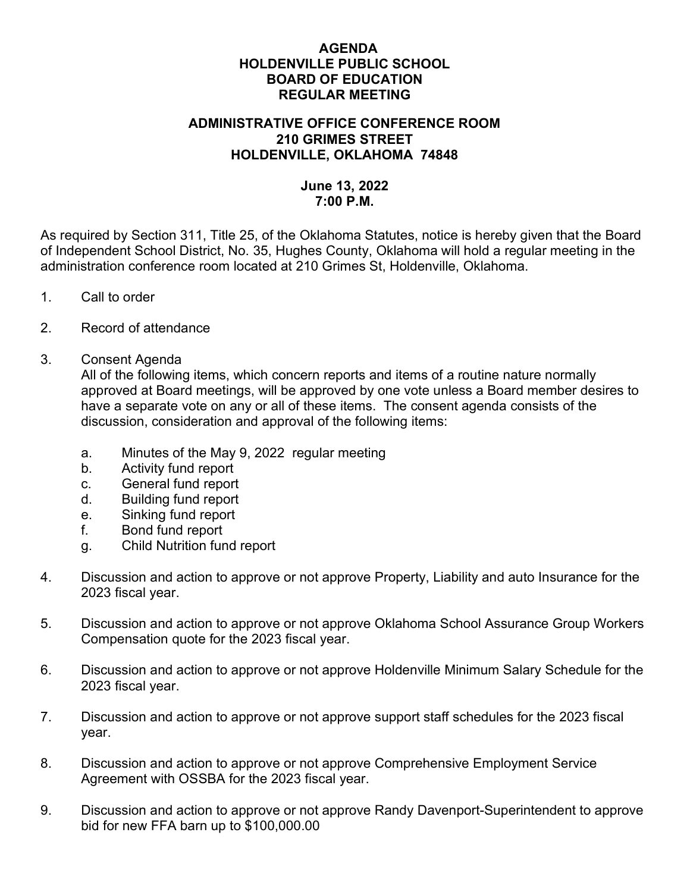# AGENDA
# HOLDENVILLE PUBLIC SCHOOL
# BOARD OF EDUCATION
# REGULAR MEETING

## ADMINISTRATIVE OFFICE CONFERENCE ROOM
## 210 GRIMES STREET
## HOLDENVILLE, OKLAHOMA 74848

**June 13, 2022**
**7:00 P.M.**

As required by Section 311, Title 25, of the Oklahoma Statutes, notice is hereby given that the Board of Independent School District, No. 35, Hughes County, Oklahoma will hold a regular meeting in the administration conference room located at 210 Grimes St, Holdenville, Oklahoma.

1. Call to order

2. Record of attendance

3. Consent Agenda
   All of the following items, which concern reports and items of a routine nature normally approved at Board meetings, will be approved by one vote unless a Board member desires to have a separate vote on any or all of these items. The consent agenda consists of the discussion, consideration and approval of the following items:

   a. Minutes of the May 9, 2022 regular meeting
   b. Activity fund report
   c. General fund report
   d. Building fund report
   e. Sinking fund report
   f. Bond fund report
   g. Child Nutrition fund report

4. Discussion and action to approve or not approve Property, Liability and auto Insurance for the 2023 fiscal year.

5. Discussion and action to approve or not approve Oklahoma School Assurance Group Workers Compensation quote for the 2023 fiscal year.

6. Discussion and action to approve or not approve Holdenville Minimum Salary Schedule for the 2023 fiscal year.

7. Discussion and action to approve or not approve support staff schedules for the 2023 fiscal year.

8. Discussion and action to approve or not approve Comprehensive Employment Service Agreement with OSSBA for the 2023 fiscal year.

9. Discussion and action to approve or not approve Randy Davenport-Superintendent to approve bid for new FFA barn up to $100,000.00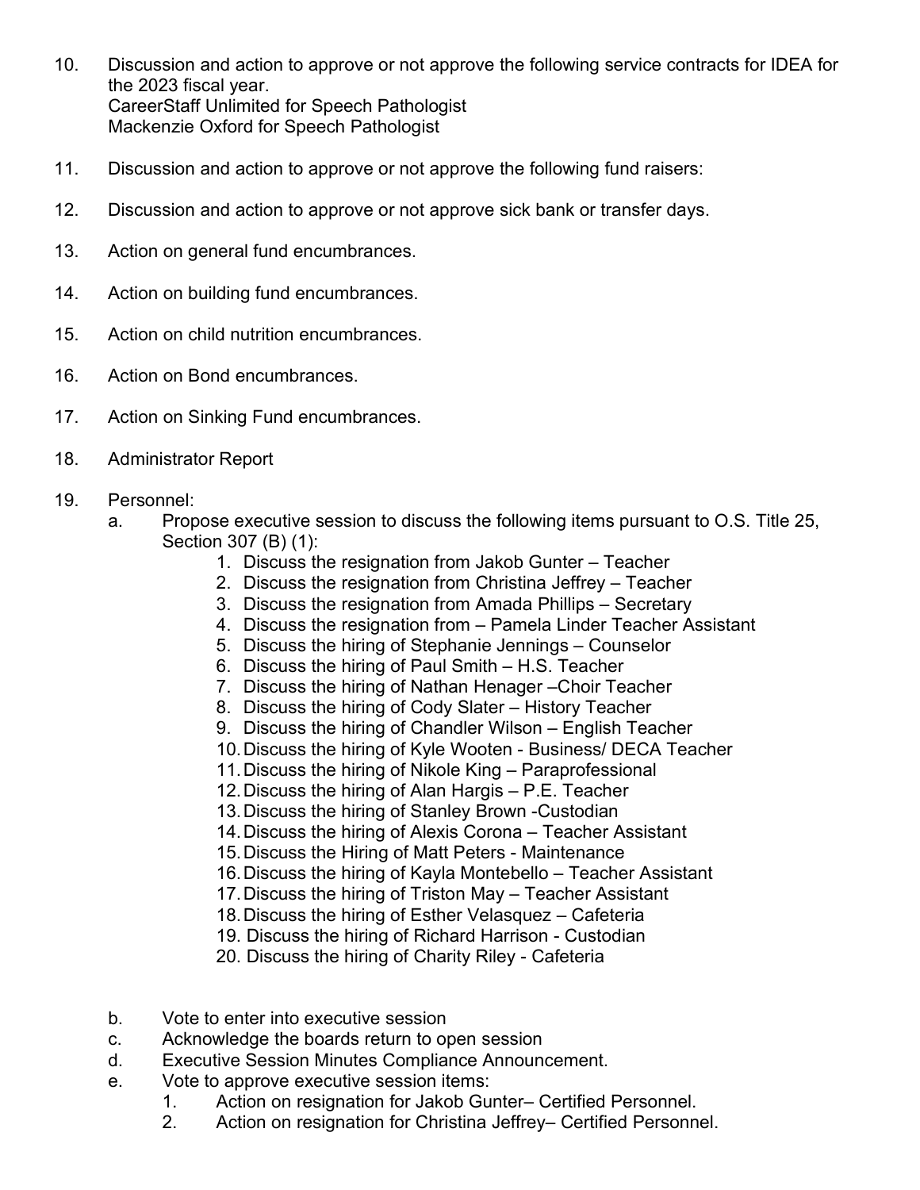10. Discussion and action to approve or not approve the following service contracts for IDEA for the 2023 fiscal year.
    CareerStaff Unlimited for Speech Pathologist
    Mackenzie Oxford for Speech Pathologist

11. Discussion and action to approve or not approve the following fund raisers:

12. Discussion and action to approve or not approve sick bank or transfer days.

13. Action on general fund encumbrances.

14. Action on building fund encumbrances.

15. Action on child nutrition encumbrances.

16. Action on Bond encumbrances.

17. Action on Sinking Fund encumbrances.

18. Administrator Report

19. Personnel:
    a. Propose executive session to discuss the following items pursuant to O.S. Title 25, Section 307 (B) (1):
        1. Discuss the resignation from Jakob Gunter – Teacher
        2. Discuss the resignation from Christina Jeffrey – Teacher
        3. Discuss the resignation from Amada Phillips – Secretary
        4. Discuss the resignation from – Pamela Linder Teacher Assistant
        5. Discuss the hiring of Stephanie Jennings – Counselor
        6. Discuss the hiring of Paul Smith – H.S. Teacher
        7. Discuss the hiring of Nathan Henager –Choir Teacher
        8. Discuss the hiring of Cody Slater – History Teacher
        9. Discuss the hiring of Chandler Wilson – English Teacher
        10. Discuss the hiring of Kyle Wooten - Business/ DECA Teacher
        11. Discuss the hiring of Nikole King – Paraprofessional
        12. Discuss the hiring of Alan Hargis – P.E. Teacher
        13. Discuss the hiring of Stanley Brown -Custodian
        14. Discuss the hiring of Alexis Corona – Teacher Assistant
        15. Discuss the Hiring of Matt Peters - Maintenance
        16. Discuss the hiring of Kayla Montebello – Teacher Assistant
        17. Discuss the hiring of Triston May – Teacher Assistant
        18. Discuss the hiring of Esther Velasquez – Cafeteria
        19. Discuss the hiring of Richard Harrison - Custodian
        20. Discuss the hiring of Charity Riley - Cafeteria

    b. Vote to enter into executive session
    c. Acknowledge the boards return to open session
    d. Executive Session Minutes Compliance Announcement.
    e. Vote to approve executive session items:
        1. Action on resignation for Jakob Gunter– Certified Personnel.
        2. Action on resignation for Christina Jeffrey– Certified Personnel.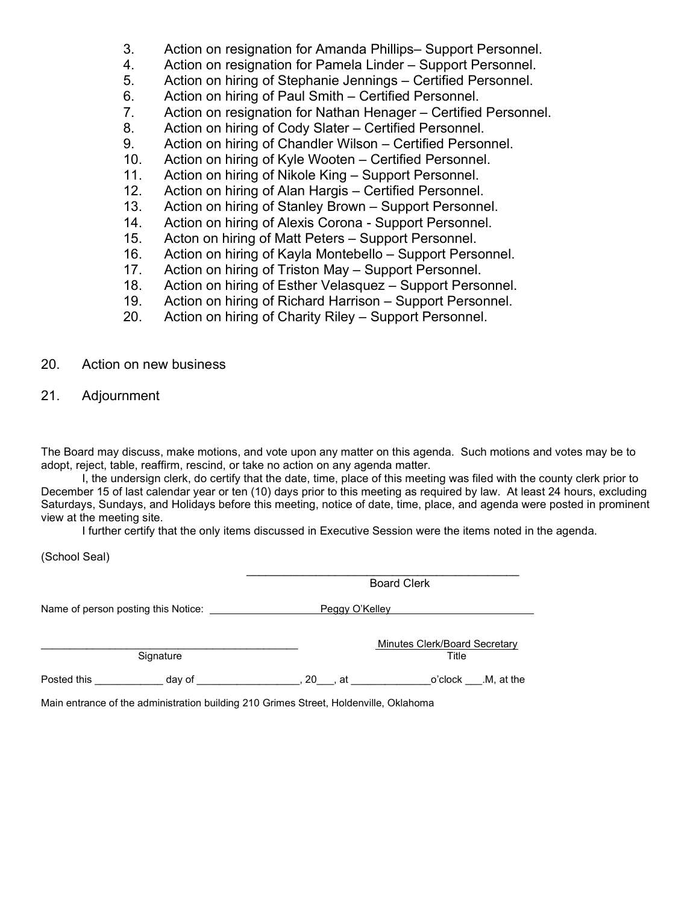3. Action on resignation for Amanda Phillips– Support Personnel.
4. Action on resignation for Pamela Linder – Support Personnel.
5. Action on hiring of Stephanie Jennings – Certified Personnel.
6. Action on hiring of Paul Smith – Certified Personnel.
7. Action on resignation for Nathan Henager – Certified Personnel.
8. Action on hiring of Cody Slater – Certified Personnel.
9. Action on hiring of Chandler Wilson – Certified Personnel.
10. Action on hiring of Kyle Wooten – Certified Personnel.
11. Action on hiring of Nikole King – Support Personnel.
12. Action on hiring of Alan Hargis – Certified Personnel.
13. Action on hiring of Stanley Brown – Support Personnel.
14. Action on hiring of Alexis Corona - Support Personnel.
15. Acton on hiring of Matt Peters – Support Personnel.
16. Action on hiring of Kayla Montebello – Support Personnel.
17. Action on hiring of Triston May – Support Personnel.
18. Action on hiring of Esther Velasquez – Support Personnel.
19. Action on hiring of Richard Harrison – Support Personnel.
20. Action on hiring of Charity Riley – Support Personnel.

20. Action on new business

21. Adjournment

The Board may discuss, make motions, and vote upon any matter on this agenda. Such motions and votes may be to adopt, reject, table, reaffirm, rescind, or take no action on any agenda matter.

I, the undersign clerk, do certify that the date, time, place of this meeting was filed with the county clerk prior to December 15 of last calendar year or ten (10) days prior to this meeting as required by law. At least 24 hours, excluding Saturdays, Sundays, and Holidays before this meeting, notice of date, time, place, and agenda were posted in prominent view at the meeting site.

I further certify that the only items discussed in Executive Session were the items noted in the agenda.

(School Seal)

_____________________________________________
Board Clerk

Name of person posting this Notice: Peggy O'Kelley

_____________________________________________
Signature

Minutes Clerk/Board Secretary
Title

Posted this ____________ day of __________________, 20___, at ______________o'clock ___.M, at the

Main entrance of the administration building 210 Grimes Street, Holdenville, Oklahoma